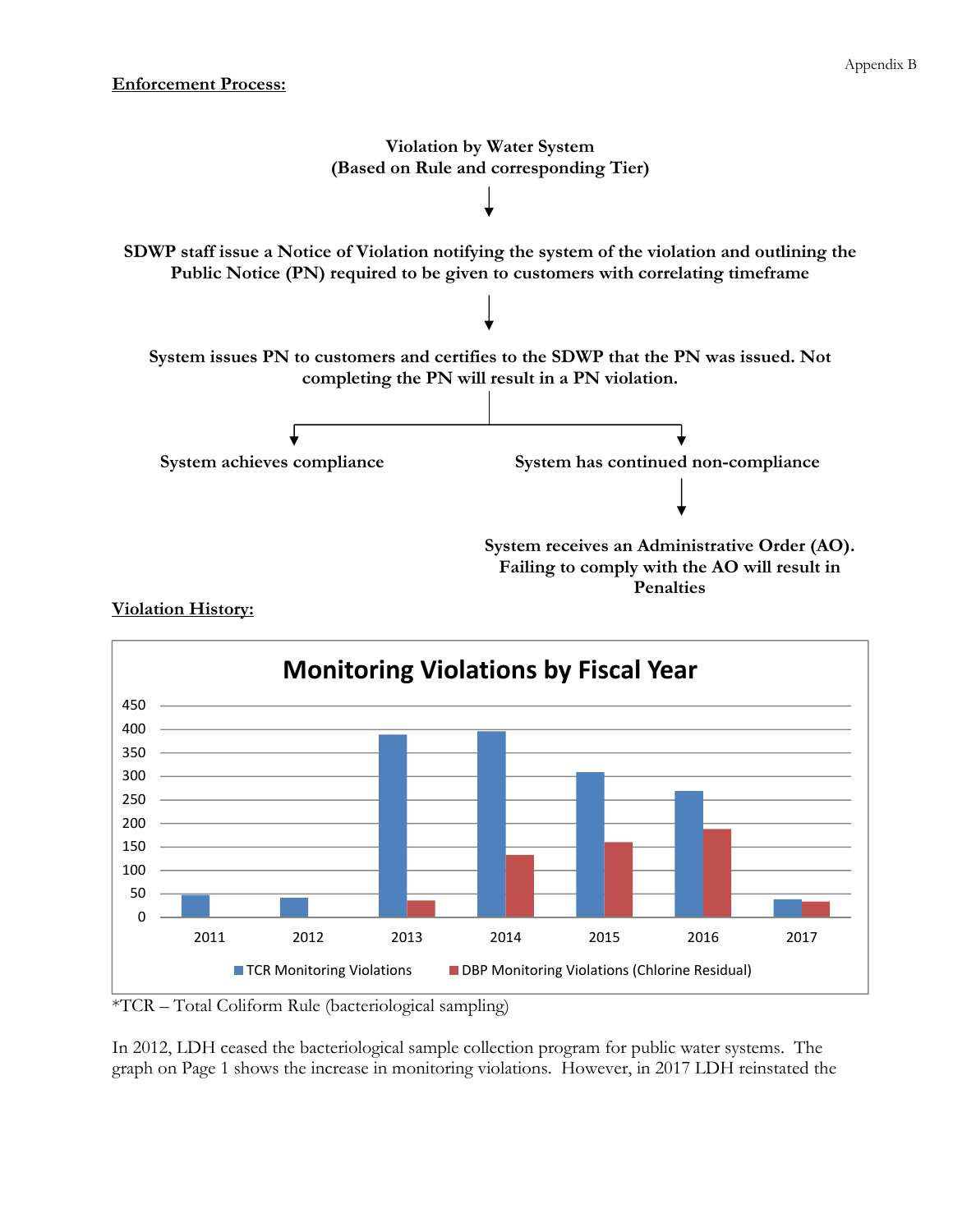**Enforcement Process:**

**Violation by Water System**
**(Based on Rule and corresponding Tier)**

↓

**SDWP staff issue a Notice of Violation notifying the system of the violation and outlining the Public Notice (PN) required to be given to customers with correlating timeframe**

↓

**System issues PN to customers and certifies to the SDWP that the PN was issued. Not completing the PN will result in a PN violation.**

↓ ↓

**System achieves compliance** | **System has continued non-compliance**

↓

**System receives an Administrative Order (AO). Failing to comply with the AO will result in Penalties**

**Violation History:**

**Monitoring Violations by Fiscal Year**

| Fiscal Year | TCR Monitoring Violations | DBP Monitoring Violations (Chlorine Residual) |
|---|---|---|
| 2011 | ~48 | |
| 2012 | ~42 | |
| 2013 | ~390 | ~36 |
| 2014 | ~396 | ~133 |
| 2015 | ~310 | ~160 |
| 2016 | ~270 | ~188 |
| 2017 | ~39 | ~33 |

*TCR – Total Coliform Rule (bacteriological sampling)

In 2012, LDH ceased the bacteriological sample collection program for public water systems. The graph on Page 1 shows the increase in monitoring violations. However, in 2017 LDH reinstated the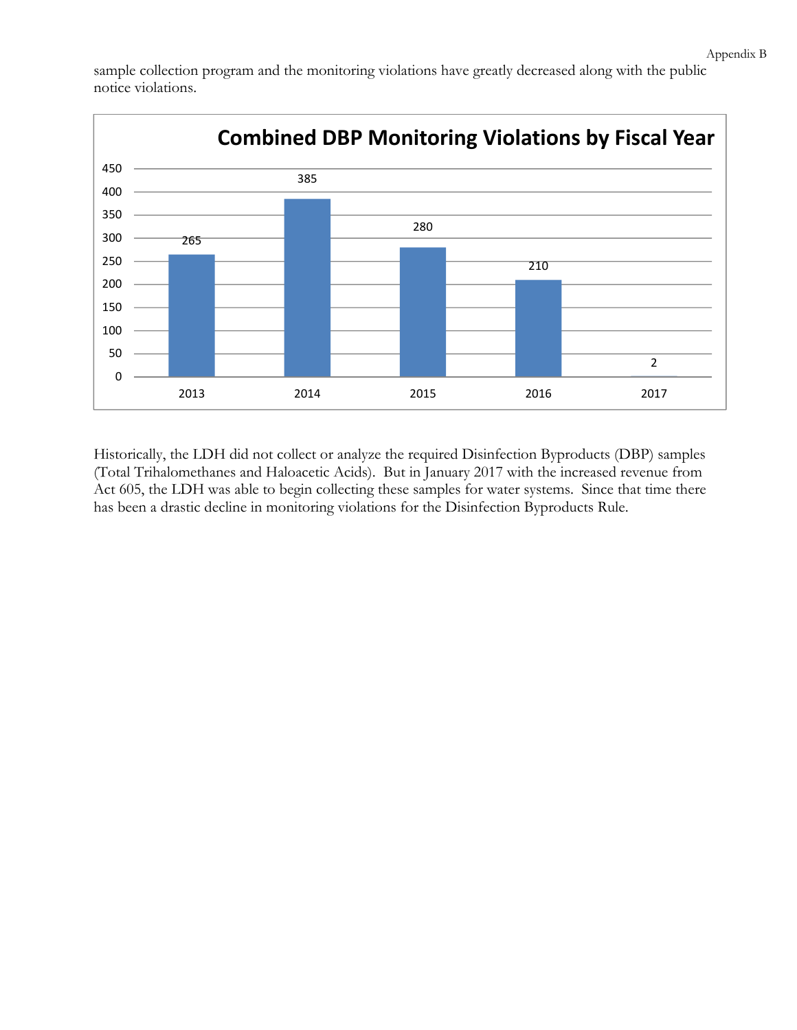sample collection program and the monitoring violations have greatly decreased along with the public notice violations.

Combined DBP Monitoring Violations by Fiscal Year

450
400
350
300
250
200
150
100
50
0

265
385
280
210
2

2013
2014
2015
2016
2017

Historically, the LDH did not collect or analyze the required Disinfection Byproducts (DBP) samples (Total Trihalomethanes and Haloacetic Acids). But in January 2017 with the increased revenue from Act 605, the LDH was able to begin collecting these samples for water systems. Since that time there has been a drastic decline in monitoring violations for the Disinfection Byproducts Rule.